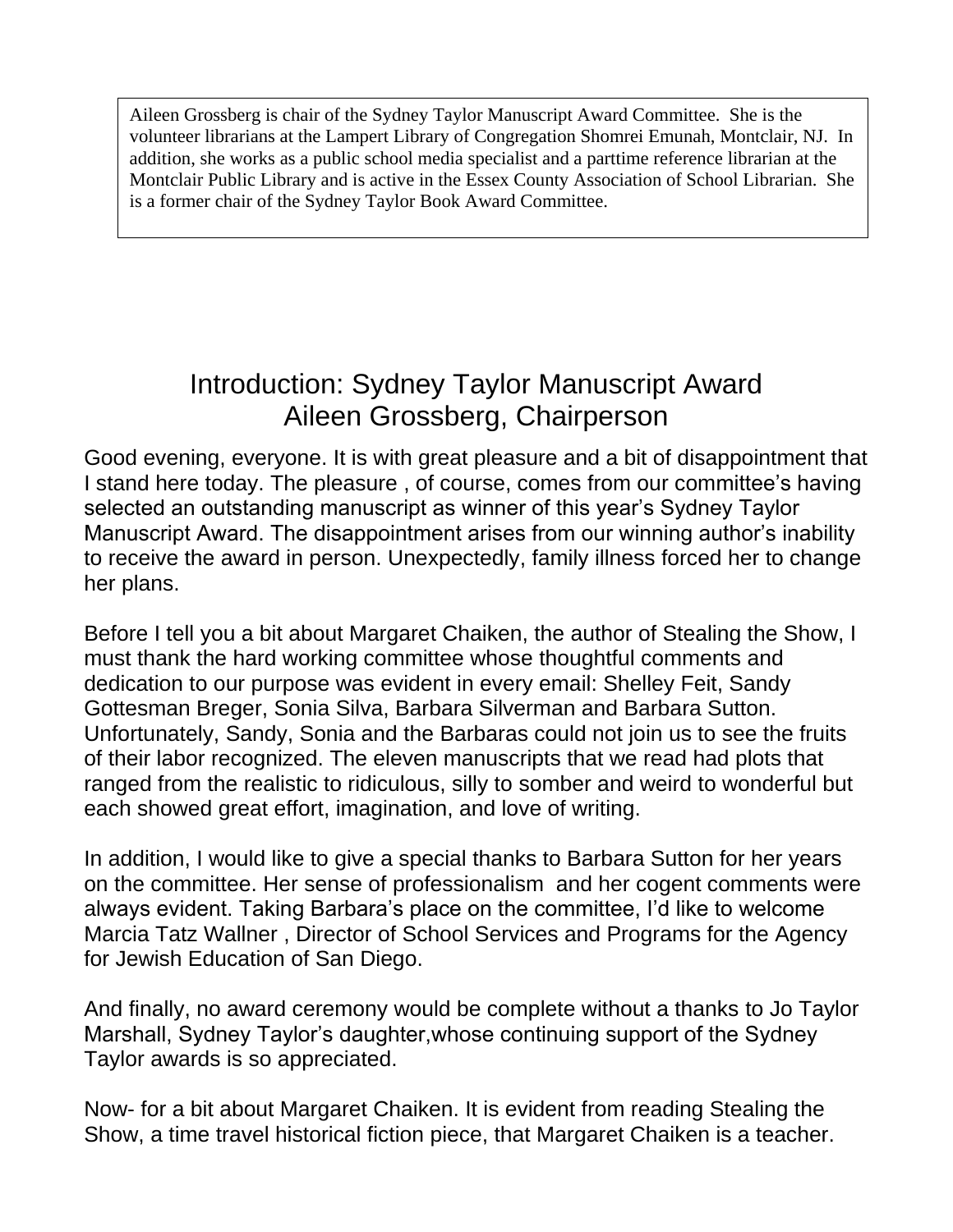> Aileen Grossberg is chair of the Sydney Taylor Manuscript Award Committee. She is the volunteer librarians at the Lampert Library of Congregation Shomrei Emunah, Montclair, NJ. In addition, she works as a public school media specialist and a parttime reference librarian at the Montclair Public Library and is active in the Essex County Association of School Librarian. She is a former chair of the Sydney Taylor Book Award Committee.

# Introduction: Sydney Taylor Manuscript Award
## Aileen Grossberg, Chairperson

Good evening, everyone. It is with great pleasure and a bit of disappointment that I stand here today. The pleasure , of course, comes from our committee's having selected an outstanding manuscript as winner of this year's Sydney Taylor Manuscript Award. The disappointment arises from our winning author's inability to receive the award in person. Unexpectedly, family illness forced her to change her plans.

Before I tell you a bit about Margaret Chaiken, the author of Stealing the Show, I must thank the hard working committee whose thoughtful comments and dedication to our purpose was evident in every email: Shelley Feit, Sandy Gottesman Breger, Sonia Silva, Barbara Silverman and Barbara Sutton. Unfortunately, Sandy, Sonia and the Barbaras could not join us to see the fruits of their labor recognized. The eleven manuscripts that we read had plots that ranged from the realistic to ridiculous, silly to somber and weird to wonderful but each showed great effort, imagination, and love of writing.

In addition, I would like to give a special thanks to Barbara Sutton for her years on the committee. Her sense of professionalism and her cogent comments were always evident. Taking Barbara's place on the committee, I'd like to welcome Marcia Tatz Wallner , Director of School Services and Programs for the Agency for Jewish Education of San Diego.

And finally, no award ceremony would be complete without a thanks to Jo Taylor Marshall, Sydney Taylor's daughter,whose continuing support of the Sydney Taylor awards is so appreciated.

Now- for a bit about Margaret Chaiken. It is evident from reading Stealing the Show, a time travel historical fiction piece, that Margaret Chaiken is a teacher.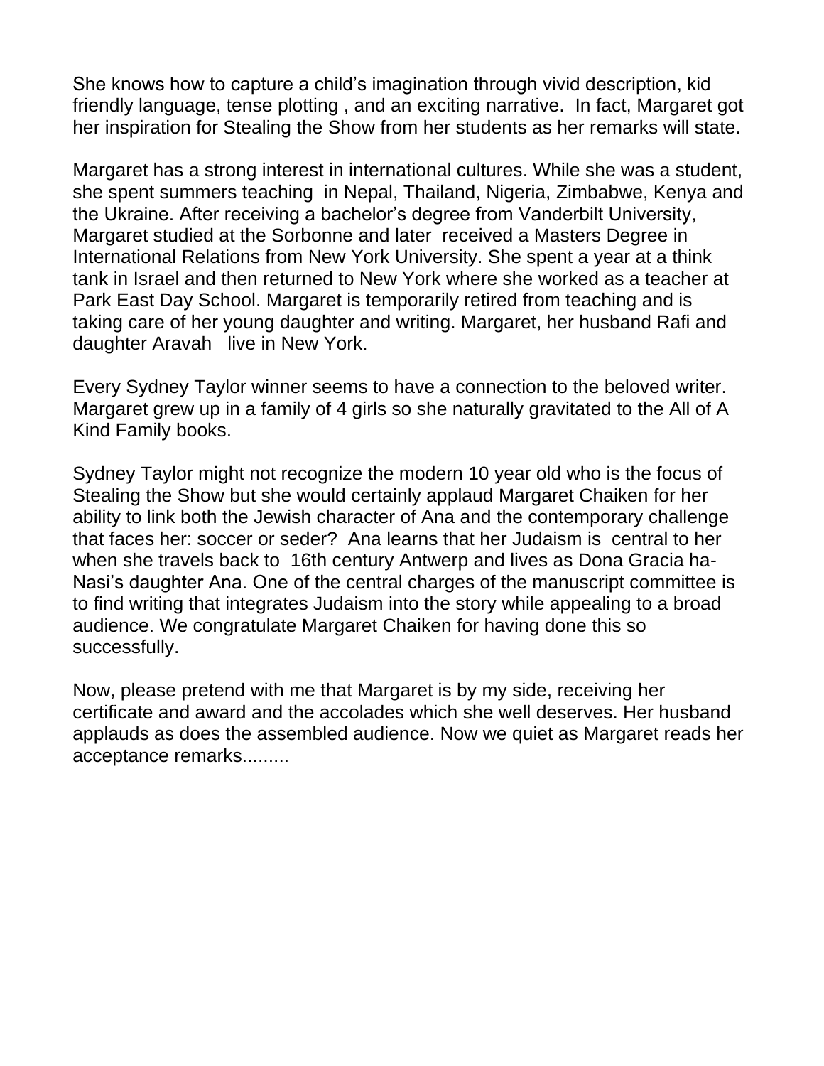She knows how to capture a child's imagination through vivid description, kid friendly language, tense plotting , and an exciting narrative. In fact, Margaret got her inspiration for Stealing the Show from her students as her remarks will state.

Margaret has a strong interest in international cultures. While she was a student, she spent summers teaching in Nepal, Thailand, Nigeria, Zimbabwe, Kenya and the Ukraine. After receiving a bachelor's degree from Vanderbilt University, Margaret studied at the Sorbonne and later received a Masters Degree in International Relations from New York University. She spent a year at a think tank in Israel and then returned to New York where she worked as a teacher at Park East Day School. Margaret is temporarily retired from teaching and is taking care of her young daughter and writing. Margaret, her husband Rafi and daughter Aravah live in New York.

Every Sydney Taylor winner seems to have a connection to the beloved writer. Margaret grew up in a family of 4 girls so she naturally gravitated to the All of A Kind Family books.

Sydney Taylor might not recognize the modern 10 year old who is the focus of Stealing the Show but she would certainly applaud Margaret Chaiken for her ability to link both the Jewish character of Ana and the contemporary challenge that faces her: soccer or seder? Ana learns that her Judaism is central to her when she travels back to 16th century Antwerp and lives as Dona Gracia ha-Nasi's daughter Ana. One of the central charges of the manuscript committee is to find writing that integrates Judaism into the story while appealing to a broad audience. We congratulate Margaret Chaiken for having done this so successfully.

Now, please pretend with me that Margaret is by my side, receiving her certificate and award and the accolades which she well deserves. Her husband applauds as does the assembled audience. Now we quiet as Margaret reads her acceptance remarks.........